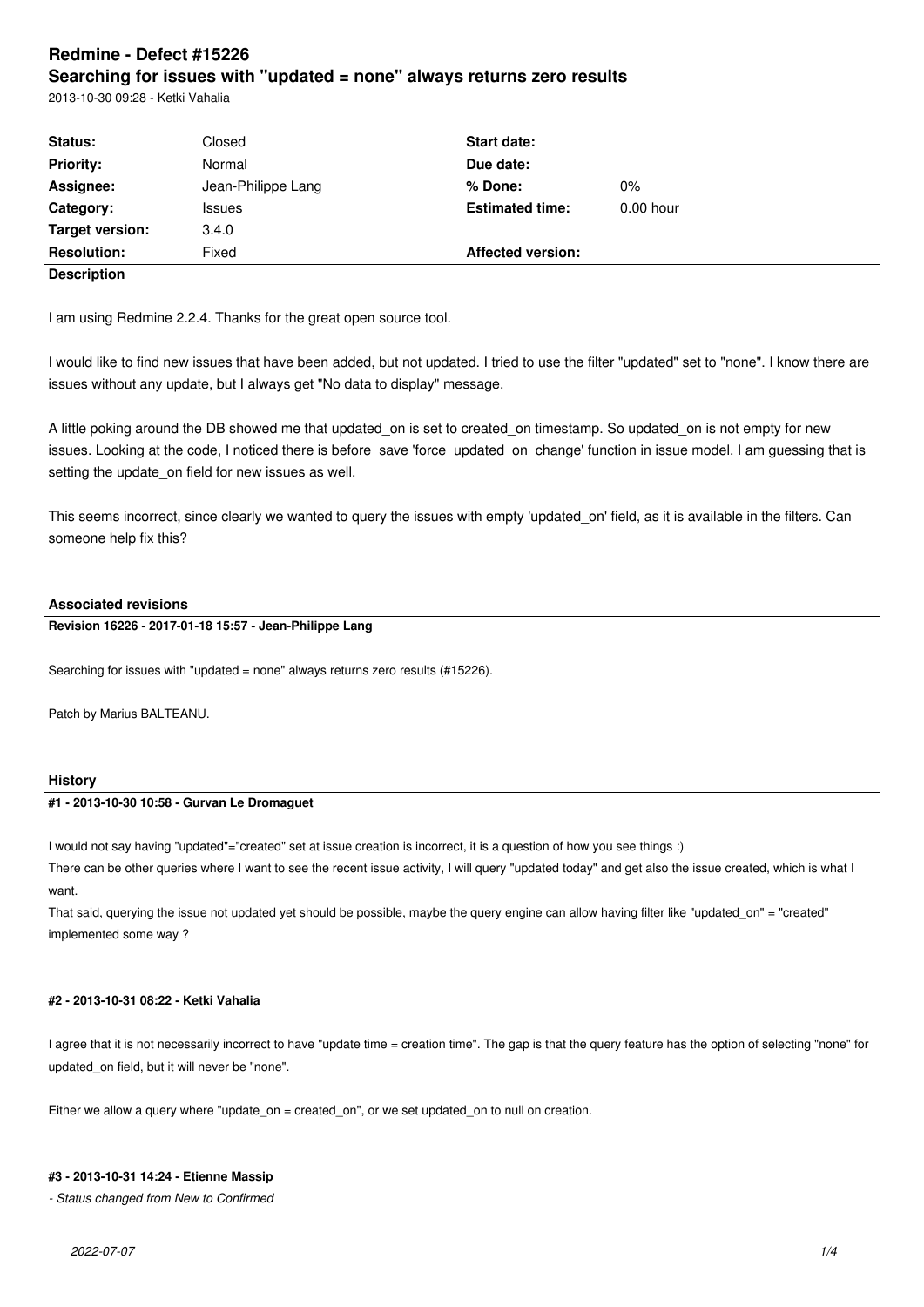# Redmine - Defect #15226

## Searching for issues with "updated = none" always returns zero results

2013-10-30 09:28 - Ketki Vahalia

| Status: | Closed | Start date: | |
|---|---|---|---|
| Priority: | Normal | Due date: | |
| Assignee: | Jean-Philippe Lang | % Done: | 0% |
| Category: | Issues | Estimated time: | 0.00 hour |
| Target version: | 3.4.0 | | |
| Resolution: | Fixed | Affected version: | |

**Description**

I am using Redmine 2.2.4. Thanks for the great open source tool.

I would like to find new issues that have been added, but not updated. I tried to use the filter "updated" set to "none". I know there are issues without any update, but I always get "No data to display" message.

A little poking around the DB showed me that updated_on is set to created_on timestamp. So updated_on is not empty for new issues. Looking at the code, I noticed there is before_save 'force_updated_on_change' function in issue model. I am guessing that is setting the update_on field for new issues as well.

This seems incorrect, since clearly we wanted to query the issues with empty 'updated_on' field, as it is available in the filters. Can someone help fix this?

### Associated revisions

**Revision 16226 - 2017-01-18 15:57 - Jean-Philippe Lang**

Searching for issues with "updated = none" always returns zero results (#15226).

Patch by Marius BALTEANU.

### History

**#1 - 2013-10-30 10:58 - Gurvan Le Dromaguet**

I would not say having "updated"="created" set at issue creation is incorrect, it is a question of how you see things :)
There can be other queries where I want to see the recent issue activity, I will query "updated today" and get also the issue created, which is what I want.
That said, querying the issue not updated yet should be possible, maybe the query engine can allow having filter like "updated_on" = "created" implemented some way ?

**#2 - 2013-10-31 08:22 - Ketki Vahalia**

I agree that it is not necessarily incorrect to have "update time = creation time". The gap is that the query feature has the option of selecting "none" for updated_on field, but it will never be "none".

Either we allow a query where "update_on = created_on", or we set updated_on to null on creation.

**#3 - 2013-10-31 14:24 - Etienne Massip**

*- Status changed from New to Confirmed*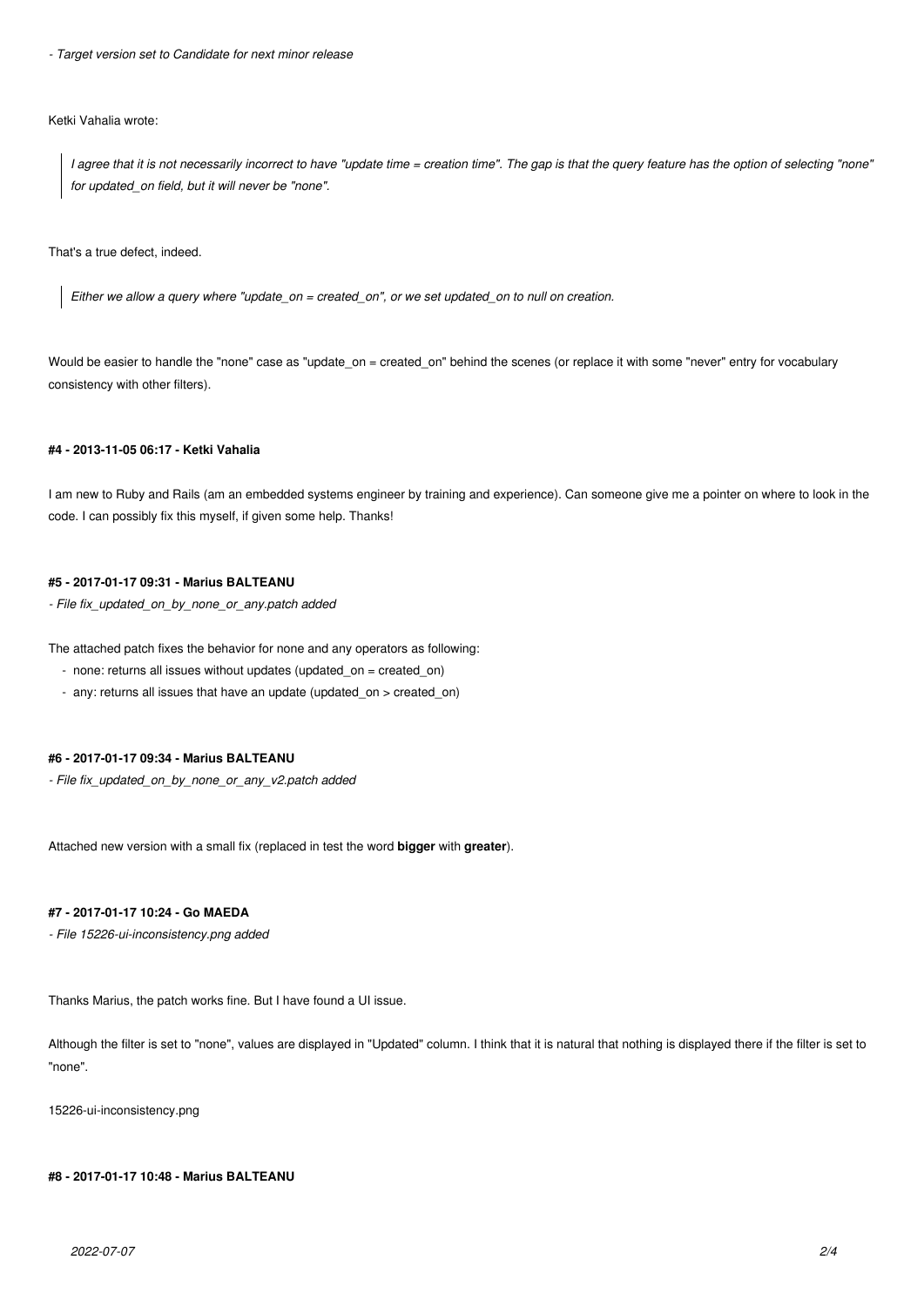*- Target version set to Candidate for next minor release*

Ketki Vahalia wrote:

> *I agree that it is not necessarily incorrect to have "update time = creation time". The gap is that the query feature has the option of selecting "none" for updated_on field, but it will never be "none".*

That's a true defect, indeed.

> *Either we allow a query where "update_on = created_on", or we set updated_on to null on creation.*

Would be easier to handle the "none" case as "update_on = created_on" behind the scenes (or replace it with some "never" entry for vocabulary consistency with other filters).

#### #4 - 2013-11-05 06:17 - Ketki Vahalia

I am new to Ruby and Rails (am an embedded systems engineer by training and experience). Can someone give me a pointer on where to look in the code. I can possibly fix this myself, if given some help. Thanks!

#### #5 - 2017-01-17 09:31 - Marius BALTEANU

*- File fix_updated_on_by_none_or_any.patch added*

The attached patch fixes the behavior for none and any operators as following:

- none: returns all issues without updates (updated_on = created_on)
- any: returns all issues that have an update (updated_on > created_on)

#### #6 - 2017-01-17 09:34 - Marius BALTEANU

*- File fix_updated_on_by_none_or_any_v2.patch added*

Attached new version with a small fix (replaced in test the word **bigger** with **greater**).

#### #7 - 2017-01-17 10:24 - Go MAEDA

*- File 15226-ui-inconsistency.png added*

Thanks Marius, the patch works fine. But I have found a UI issue.

Although the filter is set to "none", values are displayed in "Updated" column. I think that it is natural that nothing is displayed there if the filter is set to "none".

15226-ui-inconsistency.png

#### #8 - 2017-01-17 10:48 - Marius BALTEANU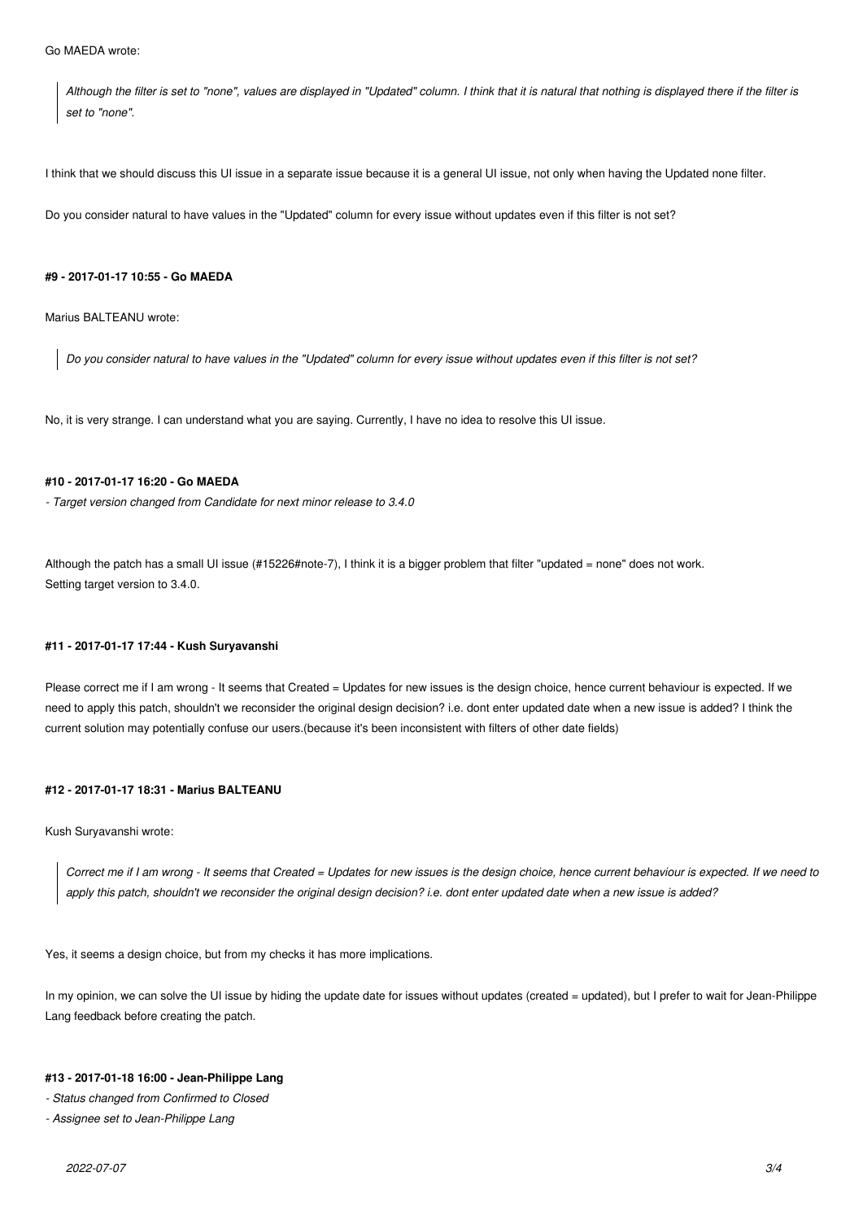Go MAEDA wrote:

> *Although the filter is set to "none", values are displayed in "Updated" column. I think that it is natural that nothing is displayed there if the filter is set to "none".*

I think that we should discuss this UI issue in a separate issue because it is a general UI issue, not only when having the Updated none filter.

Do you consider natural to have values in the "Updated" column for every issue without updates even if this filter is not set?

#### #9 - 2017-01-17 10:55 - Go MAEDA

Marius BALTEANU wrote:

> *Do you consider natural to have values in the "Updated" column for every issue without updates even if this filter is not set?*

No, it is very strange. I can understand what you are saying. Currently, I have no idea to resolve this UI issue.

#### #10 - 2017-01-17 16:20 - Go MAEDA

*- Target version changed from Candidate for next minor release to 3.4.0*

Although the patch has a small UI issue (#15226#note-7), I think it is a bigger problem that filter "updated = none" does not work.
Setting target version to 3.4.0.

#### #11 - 2017-01-17 17:44 - Kush Suryavanshi

Please correct me if I am wrong - It seems that Created = Updates for new issues is the design choice, hence current behaviour is expected. If we need to apply this patch, shouldn't we reconsider the original design decision? i.e. dont enter updated date when a new issue is added? I think the current solution may potentially confuse our users.(because it's been inconsistent with filters of other date fields)

#### #12 - 2017-01-17 18:31 - Marius BALTEANU

Kush Suryavanshi wrote:

> *Correct me if I am wrong - It seems that Created = Updates for new issues is the design choice, hence current behaviour is expected. If we need to apply this patch, shouldn't we reconsider the original design decision? i.e. dont enter updated date when a new issue is added?*

Yes, it seems a design choice, but from my checks it has more implications.

In my opinion, we can solve the UI issue by hiding the update date for issues without updates (created = updated), but I prefer to wait for Jean-Philippe Lang feedback before creating the patch.

#### #13 - 2017-01-18 16:00 - Jean-Philippe Lang

*- Status changed from Confirmed to Closed*

*- Assignee set to Jean-Philippe Lang*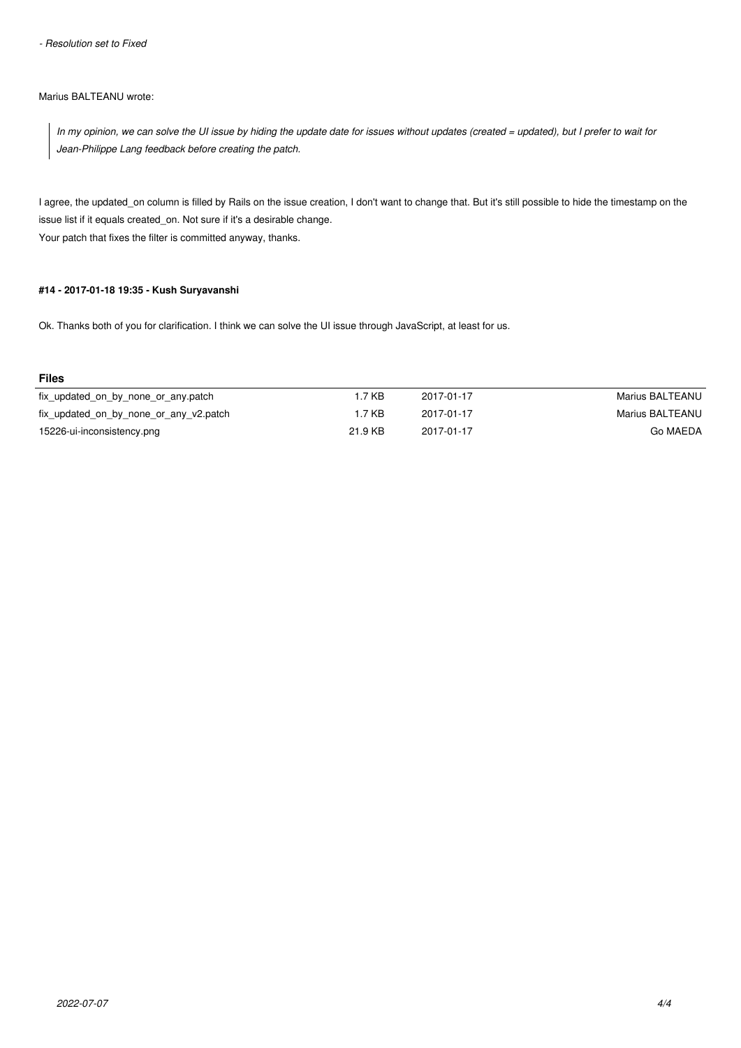*- Resolution set to Fixed*

Marius BALTEANU wrote:

> *In my opinion, we can solve the UI issue by hiding the update date for issues without updates (created = updated), but I prefer to wait for Jean-Philippe Lang feedback before creating the patch.*

I agree, the updated_on column is filled by Rails on the issue creation, I don't want to change that. But it's still possible to hide the timestamp on the issue list if it equals created_on. Not sure if it's a desirable change.
Your patch that fixes the filter is committed anyway, thanks.

#### #14 - 2017-01-18 19:35 - Kush Suryavanshi

Ok. Thanks both of you for clarification. I think we can solve the UI issue through JavaScript, at least for us.

### Files

| | | | |
|---|---|---|---|
| fix_updated_on_by_none_or_any.patch | 1.7 KB | 2017-01-17 | Marius BALTEANU |
| fix_updated_on_by_none_or_any_v2.patch | 1.7 KB | 2017-01-17 | Marius BALTEANU |
| 15226-ui-inconsistency.png | 21.9 KB | 2017-01-17 | Go MAEDA |